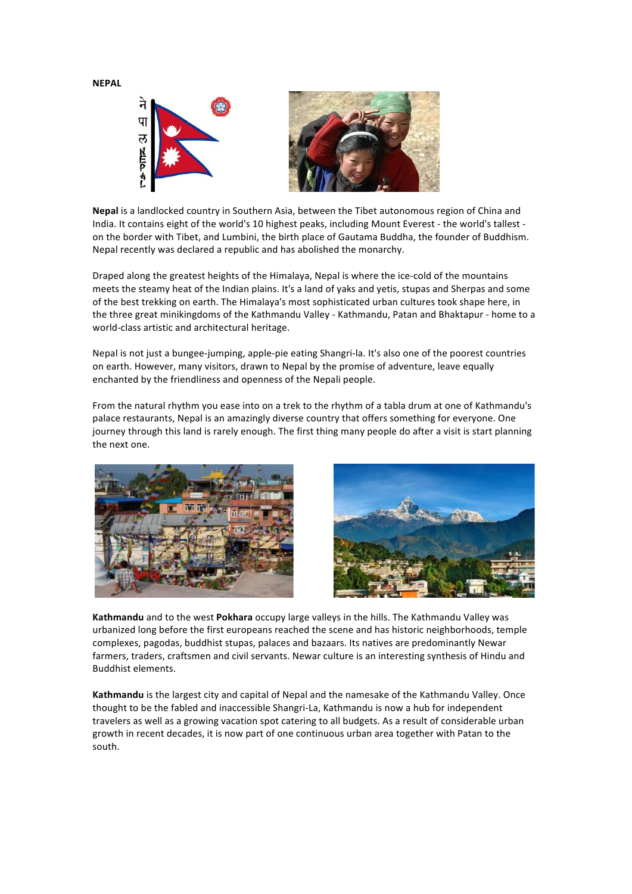**NEPAL**

**Nepal** is a landlocked country in Southern Asia, between the Tibet autonomous region of China and India. It contains eight of the world's 10 highest peaks, including Mount Everest - the world's tallest - on the border with Tibet, and Lumbini, the birth place of Gautama Buddha, the founder of Buddhism. Nepal recently was declared a republic and has abolished the monarchy.

Draped along the greatest heights of the Himalaya, Nepal is where the ice-cold of the mountains meets the steamy heat of the Indian plains. It's a land of yaks and yetis, stupas and Sherpas and some of the best trekking on earth. The Himalaya's most sophisticated urban cultures took shape here, in the three great minikingdoms of the Kathmandu Valley - Kathmandu, Patan and Bhaktapur - home to a world-class artistic and architectural heritage.

Nepal is not just a bungee-jumping, apple-pie eating Shangri-la. It's also one of the poorest countries on earth. However, many visitors, drawn to Nepal by the promise of adventure, leave equally enchanted by the friendliness and openness of the Nepali people.

From the natural rhythm you ease into on a trek to the rhythm of a tabla drum at one of Kathmandu's palace restaurants, Nepal is an amazingly diverse country that offers something for everyone. One journey through this land is rarely enough. The first thing many people do after a visit is start planning the next one.

**Kathmandu** and to the west **Pokhara** occupy large valleys in the hills. The Kathmandu Valley was urbanized long before the first europeans reached the scene and has historic neighborhoods, temple complexes, pagodas, buddhist stupas, palaces and bazaars. Its natives are predominantly Newar farmers, traders, craftsmen and civil servants. Newar culture is an interesting synthesis of Hindu and Buddhist elements.

**Kathmandu** is the largest city and capital of Nepal and the namesake of the Kathmandu Valley. Once thought to be the fabled and inaccessible Shangri-La, Kathmandu is now a hub for independent travelers as well as a growing vacation spot catering to all budgets. As a result of considerable urban growth in recent decades, it is now part of one continuous urban area together with Patan to the south.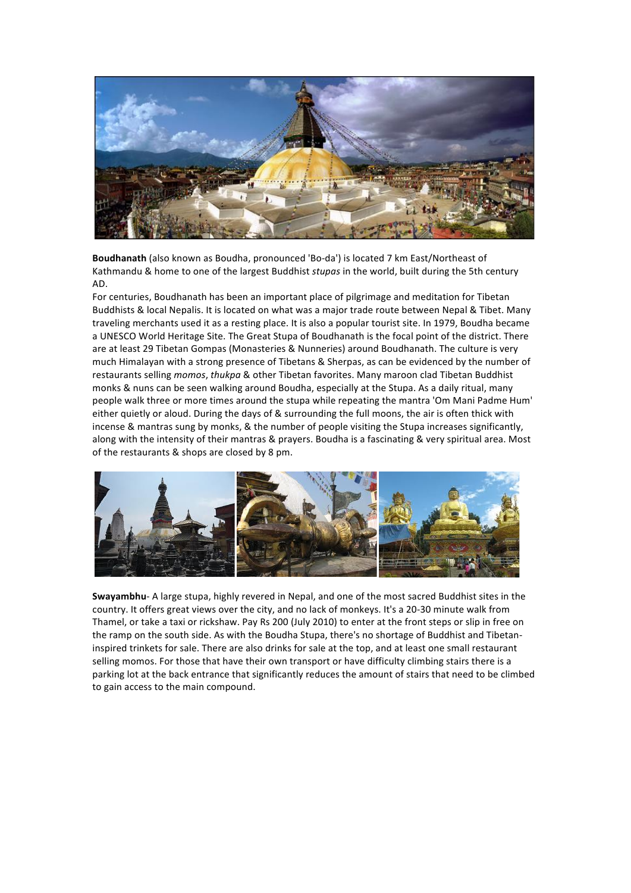**Boudhanath** (also known as Boudha, pronounced 'Bo-da') is located 7 km East/Northeast of Kathmandu & home to one of the largest Buddhist *stupas* in the world, built during the 5th century AD.

For centuries, Boudhanath has been an important place of pilgrimage and meditation for Tibetan Buddhists & local Nepalis. It is located on what was a major trade route between Nepal & Tibet. Many traveling merchants used it as a resting place. It is also a popular tourist site. In 1979, Boudha became a UNESCO World Heritage Site. The Great Stupa of Boudhanath is the focal point of the district. There are at least 29 Tibetan Gompas (Monasteries & Nunneries) around Boudhanath. The culture is very much Himalayan with a strong presence of Tibetans & Sherpas, as can be evidenced by the number of restaurants selling *momos*, *thukpa* & other Tibetan favorites. Many maroon clad Tibetan Buddhist monks & nuns can be seen walking around Boudha, especially at the Stupa. As a daily ritual, many people walk three or more times around the stupa while repeating the mantra 'Om Mani Padme Hum' either quietly or aloud. During the days of & surrounding the full moons, the air is often thick with incense & mantras sung by monks, & the number of people visiting the Stupa increases significantly, along with the intensity of their mantras & prayers. Boudha is a fascinating & very spiritual area. Most of the restaurants & shops are closed by 8 pm.

**Swayambhu**- A large stupa, highly revered in Nepal, and one of the most sacred Buddhist sites in the country. It offers great views over the city, and no lack of monkeys. It's a 20-30 minute walk from Thamel, or take a taxi or rickshaw. Pay Rs 200 (July 2010) to enter at the front steps or slip in free on the ramp on the south side. As with the Boudha Stupa, there's no shortage of Buddhist and Tibetan-inspired trinkets for sale. There are also drinks for sale at the top, and at least one small restaurant selling momos. For those that have their own transport or have difficulty climbing stairs there is a parking lot at the back entrance that significantly reduces the amount of stairs that need to be climbed to gain access to the main compound.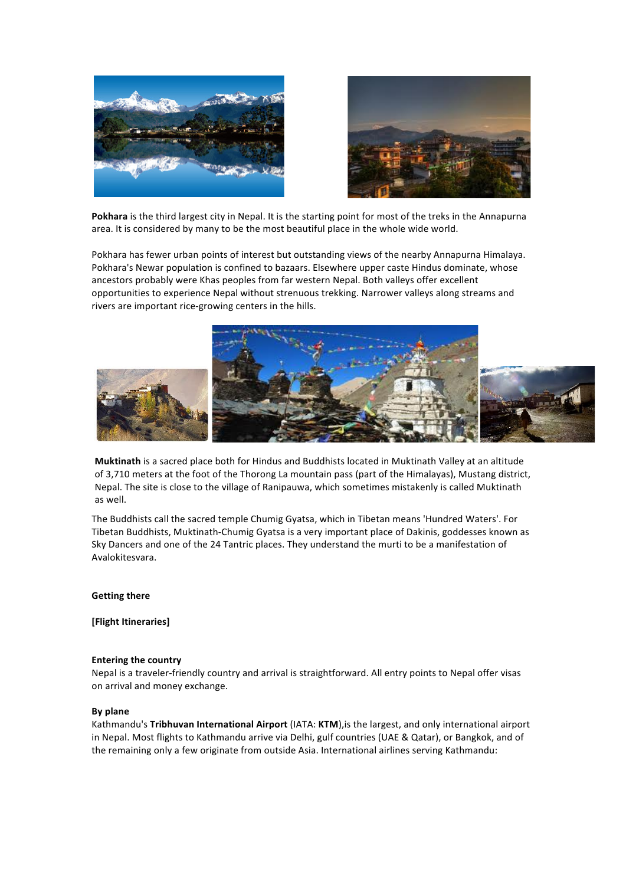**Pokhara** is the third largest city in Nepal. It is the starting point for most of the treks in the Annapurna area. It is considered by many to be the most beautiful place in the whole wide world.

Pokhara has fewer urban points of interest but outstanding views of the nearby Annapurna Himalaya. Pokhara's Newar population is confined to bazaars. Elsewhere upper caste Hindus dominate, whose ancestors probably were Khas peoples from far western Nepal. Both valleys offer excellent opportunities to experience Nepal without strenuous trekking. Narrower valleys along streams and rivers are important rice-growing centers in the hills.

**Muktinath** is a sacred place both for Hindus and Buddhists located in Muktinath Valley at an altitude of 3,710 meters at the foot of the Thorong La mountain pass (part of the Himalayas), Mustang district, Nepal. The site is close to the village of Ranipauwa, which sometimes mistakenly is called Muktinath as well.

The Buddhists call the sacred temple Chumig Gyatsa, which in Tibetan means 'Hundred Waters'. For Tibetan Buddhists, Muktinath-Chumig Gyatsa is a very important place of Dakinis, goddesses known as Sky Dancers and one of the 24 Tantric places. They understand the murti to be a manifestation of Avalokitesvara.

**Getting there**

**[Flight Itineraries]**

**Entering the country**

Nepal is a traveler-friendly country and arrival is straightforward. All entry points to Nepal offer visas on arrival and money exchange.

**By plane**

Kathmandu's **Tribhuvan International Airport** (IATA: **KTM**),is the largest, and only international airport in Nepal. Most flights to Kathmandu arrive via Delhi, gulf countries (UAE & Qatar), or Bangkok, and of the remaining only a few originate from outside Asia. International airlines serving Kathmandu: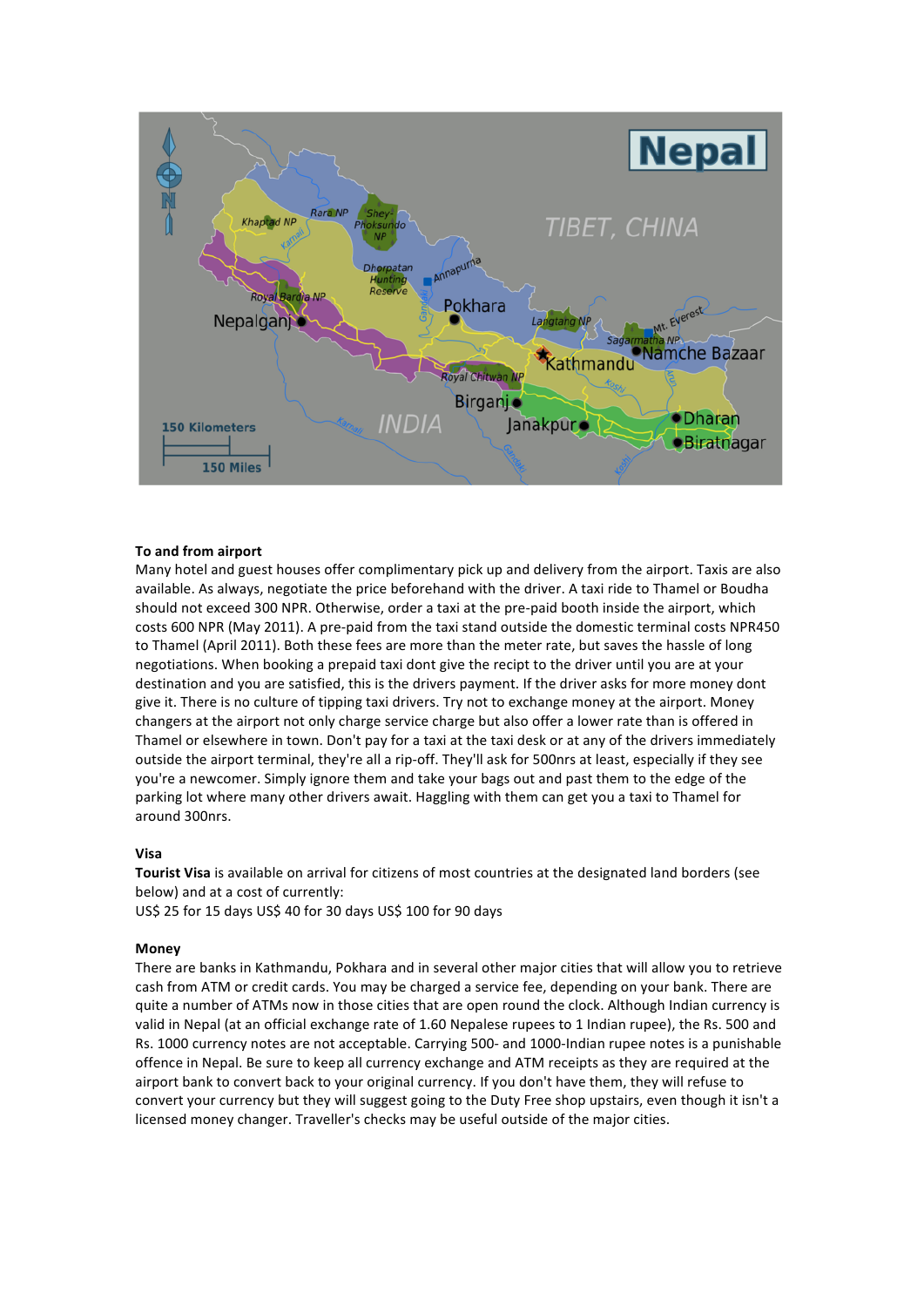**To and from airport**

Many hotel and guest houses offer complimentary pick up and delivery from the airport. Taxis are also available. As always, negotiate the price beforehand with the driver. A taxi ride to Thamel or Boudha should not exceed 300 NPR. Otherwise, order a taxi at the pre-paid booth inside the airport, which costs 600 NPR (May 2011). A pre-paid from the taxi stand outside the domestic terminal costs NPR450 to Thamel (April 2011). Both these fees are more than the meter rate, but saves the hassle of long negotiations. When booking a prepaid taxi dont give the recipt to the driver until you are at your destination and you are satisfied, this is the drivers payment. If the driver asks for more money dont give it. There is no culture of tipping taxi drivers. Try not to exchange money at the airport. Money changers at the airport not only charge service charge but also offer a lower rate than is offered in Thamel or elsewhere in town. Don't pay for a taxi at the taxi desk or at any of the drivers immediately outside the airport terminal, they're all a rip-off. They'll ask for 500nrs at least, especially if they see you're a newcomer. Simply ignore them and take your bags out and past them to the edge of the parking lot where many other drivers await. Haggling with them can get you a taxi to Thamel for around 300nrs.

**Visa**

**Tourist Visa** is available on arrival for citizens of most countries at the designated land borders (see below) and at a cost of currently:
US$ 25 for 15 days US$ 40 for 30 days US$ 100 for 90 days

**Money**

There are banks in Kathmandu, Pokhara and in several other major cities that will allow you to retrieve cash from ATM or credit cards. You may be charged a service fee, depending on your bank. There are quite a number of ATMs now in those cities that are open round the clock. Although Indian currency is valid in Nepal (at an official exchange rate of 1.60 Nepalese rupees to 1 Indian rupee), the Rs. 500 and Rs. 1000 currency notes are not acceptable. Carrying 500- and 1000-Indian rupee notes is a punishable offence in Nepal. Be sure to keep all currency exchange and ATM receipts as they are required at the airport bank to convert back to your original currency. If you don't have them, they will refuse to convert your currency but they will suggest going to the Duty Free shop upstairs, even though it isn't a licensed money changer. Traveller's checks may be useful outside of the major cities.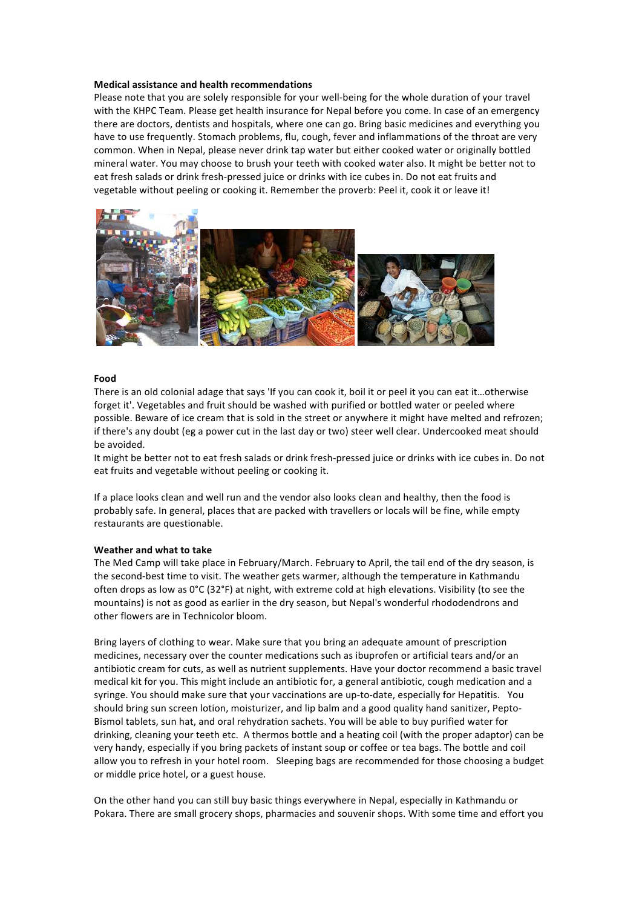**Medical assistance and health recommendations**

Please note that you are solely responsible for your well-being for the whole duration of your travel with the KHPC Team. Please get health insurance for Nepal before you come. In case of an emergency there are doctors, dentists and hospitals, where one can go. Bring basic medicines and everything you have to use frequently. Stomach problems, flu, cough, fever and inflammations of the throat are very common. When in Nepal, please never drink tap water but either cooked water or originally bottled mineral water. You may choose to brush your teeth with cooked water also. It might be better not to eat fresh salads or drink fresh-pressed juice or drinks with ice cubes in. Do not eat fruits and vegetable without peeling or cooking it. Remember the proverb: Peel it, cook it or leave it!

**Food**

There is an old colonial adage that says 'If you can cook it, boil it or peel it you can eat it…otherwise forget it'. Vegetables and fruit should be washed with purified or bottled water or peeled where possible. Beware of ice cream that is sold in the street or anywhere it might have melted and refrozen; if there's any doubt (eg a power cut in the last day or two) steer well clear. Undercooked meat should be avoided.

It might be better not to eat fresh salads or drink fresh-pressed juice or drinks with ice cubes in. Do not eat fruits and vegetable without peeling or cooking it.

If a place looks clean and well run and the vendor also looks clean and healthy, then the food is probably safe. In general, places that are packed with travellers or locals will be fine, while empty restaurants are questionable.

**Weather and what to take**

The Med Camp will take place in February/March. February to April, the tail end of the dry season, is the second-best time to visit. The weather gets warmer, although the temperature in Kathmandu often drops as low as 0°C (32°F) at night, with extreme cold at high elevations. Visibility (to see the mountains) is not as good as earlier in the dry season, but Nepal's wonderful rhododendrons and other flowers are in Technicolor bloom.

Bring layers of clothing to wear. Make sure that you bring an adequate amount of prescription medicines, necessary over the counter medications such as ibuprofen or artificial tears and/or an antibiotic cream for cuts, as well as nutrient supplements. Have your doctor recommend a basic travel medical kit for you. This might include an antibiotic for, a general antibiotic, cough medication and a syringe. You should make sure that your vaccinations are up-to-date, especially for Hepatitis. You should bring sun screen lotion, moisturizer, and lip balm and a good quality hand sanitizer, Pepto-Bismol tablets, sun hat, and oral rehydration sachets. You will be able to buy purified water for drinking, cleaning your teeth etc. A thermos bottle and a heating coil (with the proper adaptor) can be very handy, especially if you bring packets of instant soup or coffee or tea bags. The bottle and coil allow you to refresh in your hotel room. Sleeping bags are recommended for those choosing a budget or middle price hotel, or a guest house.

On the other hand you can still buy basic things everywhere in Nepal, especially in Kathmandu or Pokara. There are small grocery shops, pharmacies and souvenir shops. With some time and effort you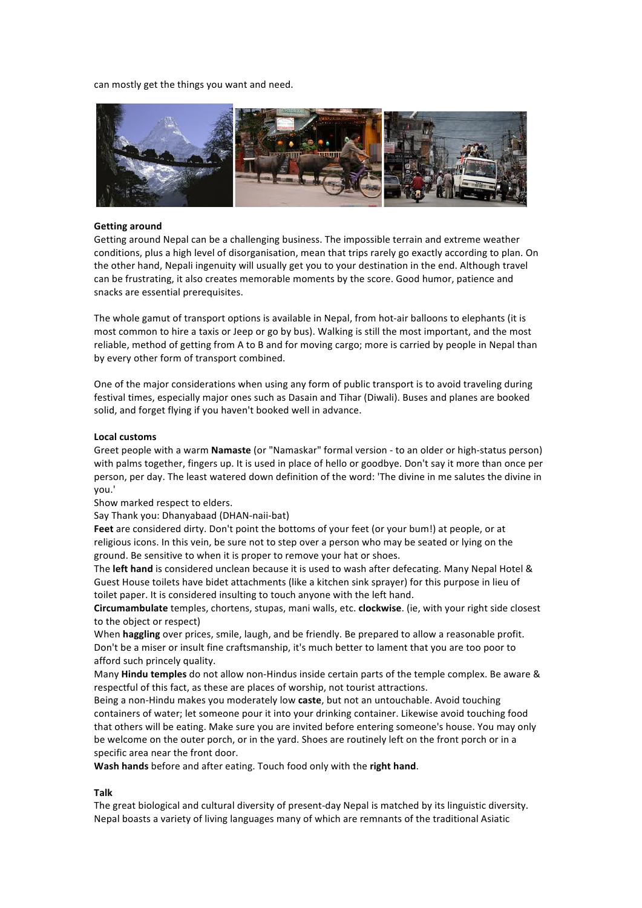can mostly get the things you want and need.

**Getting around**

Getting around Nepal can be a challenging business. The impossible terrain and extreme weather conditions, plus a high level of disorganisation, mean that trips rarely go exactly according to plan. On the other hand, Nepali ingenuity will usually get you to your destination in the end. Although travel can be frustrating, it also creates memorable moments by the score. Good humor, patience and snacks are essential prerequisites.

The whole gamut of transport options is available in Nepal, from hot-air balloons to elephants (it is most common to hire a taxis or Jeep or go by bus). Walking is still the most important, and the most reliable, method of getting from A to B and for moving cargo; more is carried by people in Nepal than by every other form of transport combined.

One of the major considerations when using any form of public transport is to avoid traveling during festival times, especially major ones such as Dasain and Tihar (Diwali). Buses and planes are booked solid, and forget flying if you haven't booked well in advance.

**Local customs**

Greet people with a warm **Namaste** (or "Namaskar" formal version - to an older or high-status person) with palms together, fingers up. It is used in place of hello or goodbye. Don't say it more than once per person, per day. The least watered down definition of the word: 'The divine in me salutes the divine in you.'

Show marked respect to elders.

Say Thank you: Dhanyabaad (DHAN-naii-bat)

**Feet** are considered dirty. Don't point the bottoms of your feet (or your bum!) at people, or at religious icons. In this vein, be sure not to step over a person who may be seated or lying on the ground. Be sensitive to when it is proper to remove your hat or shoes.

The **left hand** is considered unclean because it is used to wash after defecating. Many Nepal Hotel & Guest House toilets have bidet attachments (like a kitchen sink sprayer) for this purpose in lieu of toilet paper. It is considered insulting to touch anyone with the left hand.

**Circumambulate** temples, chortens, stupas, mani walls, etc. **clockwise**. (ie, with your right side closest to the object or respect)

When **haggling** over prices, smile, laugh, and be friendly. Be prepared to allow a reasonable profit. Don't be a miser or insult fine craftsmanship, it's much better to lament that you are too poor to afford such princely quality.

Many **Hindu temples** do not allow non-Hindus inside certain parts of the temple complex. Be aware & respectful of this fact, as these are places of worship, not tourist attractions.

Being a non-Hindu makes you moderately low **caste**, but not an untouchable. Avoid touching containers of water; let someone pour it into your drinking container. Likewise avoid touching food that others will be eating. Make sure you are invited before entering someone's house. You may only be welcome on the outer porch, or in the yard. Shoes are routinely left on the front porch or in a specific area near the front door.

**Wash hands** before and after eating. Touch food only with the **right hand**.

**Talk**

The great biological and cultural diversity of present-day Nepal is matched by its linguistic diversity. Nepal boasts a variety of living languages many of which are remnants of the traditional Asiatic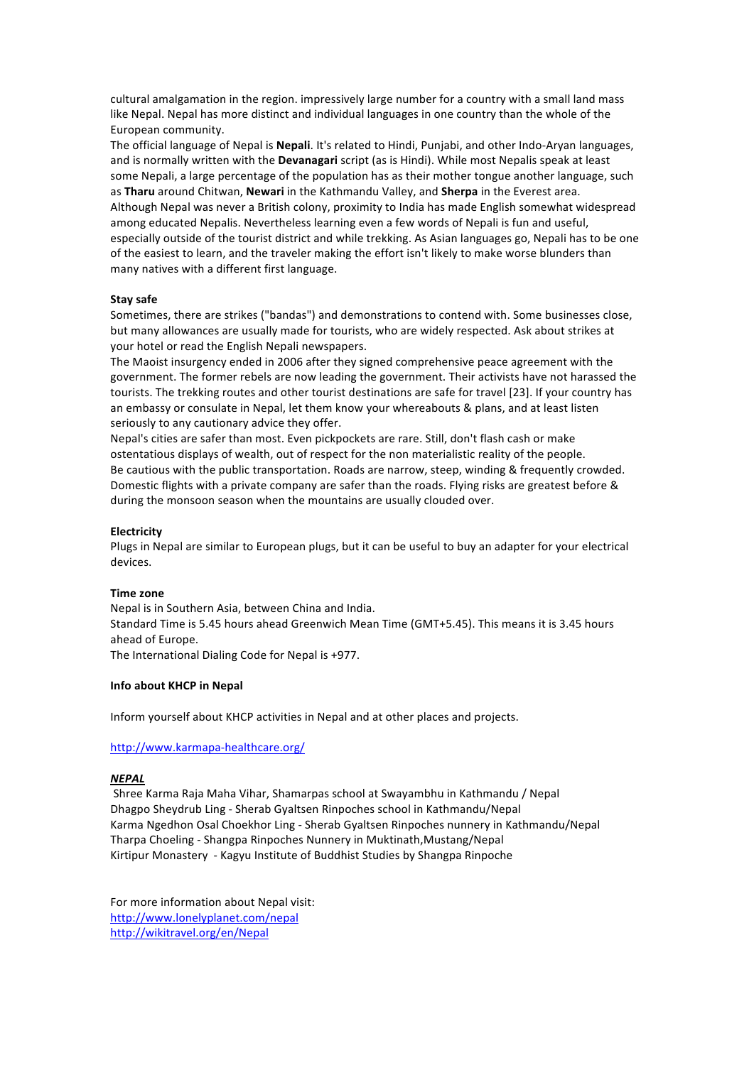cultural amalgamation in the region. impressively large number for a country with a small land mass like Nepal. Nepal has more distinct and individual languages in one country than the whole of the European community.

The official language of Nepal is **Nepali**. It's related to Hindi, Punjabi, and other Indo-Aryan languages, and is normally written with the **Devanagari** script (as is Hindi). While most Nepalis speak at least some Nepali, a large percentage of the population has as their mother tongue another language, such as **Tharu** around Chitwan, **Newari** in the Kathmandu Valley, and **Sherpa** in the Everest area.

Although Nepal was never a British colony, proximity to India has made English somewhat widespread among educated Nepalis. Nevertheless learning even a few words of Nepali is fun and useful, especially outside of the tourist district and while trekking. As Asian languages go, Nepali has to be one of the easiest to learn, and the traveler making the effort isn't likely to make worse blunders than many natives with a different first language.

**Stay safe**

Sometimes, there are strikes ("bandas") and demonstrations to contend with. Some businesses close, but many allowances are usually made for tourists, who are widely respected. Ask about strikes at your hotel or read the English Nepali newspapers.

The Maoist insurgency ended in 2006 after they signed comprehensive peace agreement with the government. The former rebels are now leading the government. Their activists have not harassed the tourists. The trekking routes and other tourist destinations are safe for travel [23]. If your country has an embassy or consulate in Nepal, let them know your whereabouts & plans, and at least listen seriously to any cautionary advice they offer.

Nepal's cities are safer than most. Even pickpockets are rare. Still, don't flash cash or make ostentatious displays of wealth, out of respect for the non materialistic reality of the people.

Be cautious with the public transportation. Roads are narrow, steep, winding & frequently crowded. Domestic flights with a private company are safer than the roads. Flying risks are greatest before & during the monsoon season when the mountains are usually clouded over.

**Electricity**

Plugs in Nepal are similar to European plugs, but it can be useful to buy an adapter for your electrical devices.

**Time zone**

Nepal is in Southern Asia, between China and India.

Standard Time is 5.45 hours ahead Greenwich Mean Time (GMT+5.45). This means it is 3.45 hours ahead of Europe.

The International Dialing Code for Nepal is +977.

**Info about KHCP in Nepal**

Inform yourself about KHCP activities in Nepal and at other places and projects.

http://www.karmapa-healthcare.org/

***NEPAL***

Shree Karma Raja Maha Vihar, Shamarpas school at Swayambhu in Kathmandu / Nepal
Dhagpo Sheydrub Ling - Sherab Gyaltsen Rinpoches school in Kathmandu/Nepal
Karma Ngedhon Osal Choekhor Ling - Sherab Gyaltsen Rinpoches nunnery in Kathmandu/Nepal
Tharpa Choeling - Shangpa Rinpoches Nunnery in Muktinath,Mustang/Nepal
Kirtipur Monastery - Kagyu Institute of Buddhist Studies by Shangpa Rinpoche

For more information about Nepal visit:
http://www.lonelyplanet.com/nepal
http://wikitravel.org/en/Nepal